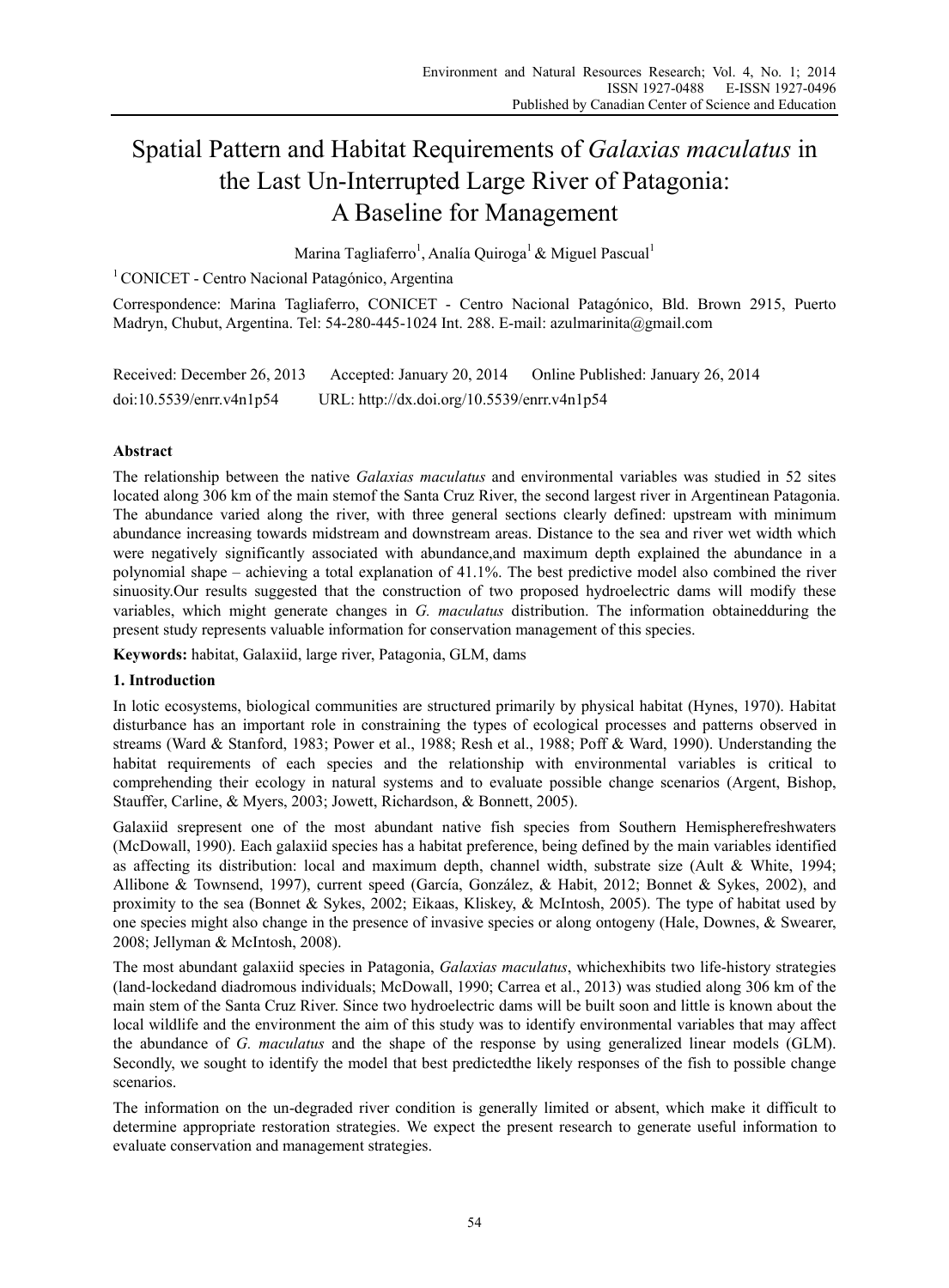# Spatial Pattern and Habitat Requirements of *Galaxias maculatus* in the Last Un-Interrupted Large River of Patagonia: A Baseline for Management

Marina Tagliaferro[1], Analía Quiroga[1] & Miguel Pascual[1]

[1] CONICET - Centro Nacional Patagónico, Argentina

Correspondence: Marina Tagliaferro, CONICET - Centro Nacional Patagónico, Bld. Brown 2915, Puerto Madryn, Chubut, Argentina. Tel: 54-280-445-1024 Int. 288. E-mail: azulmarinita@gmail.com

Received: December 26, 2013  Accepted: January 20, 2014  Online Published: January 26, 2014

doi:10.5539/enrr.v4n1p54  URL: http://dx.doi.org/10.5539/enrr.v4n1p54

## Abstract

The relationship between the native *Galaxias maculatus* and environmental variables was studied in 52 sites located along 306 km of the main stemof the Santa Cruz River, the second largest river in Argentinean Patagonia. The abundance varied along the river, with three general sections clearly defined: upstream with minimum abundance increasing towards midstream and downstream areas. Distance to the sea and river wet width which were negatively significantly associated with abundance,and maximum depth explained the abundance in a polynomial shape – achieving a total explanation of 41.1%. The best predictive model also combined the river sinuosity.Our results suggested that the construction of two proposed hydroelectric dams will modify these variables, which might generate changes in *G. maculatus* distribution. The information obtainedduring the present study represents valuable information for conservation management of this species.

**Keywords:** habitat, Galaxiid, large river, Patagonia, GLM, dams

## 1. Introduction

In lotic ecosystems, biological communities are structured primarily by physical habitat (Hynes, 1970). Habitat disturbance has an important role in constraining the types of ecological processes and patterns observed in streams (Ward & Stanford, 1983; Power et al., 1988; Resh et al., 1988; Poff & Ward, 1990). Understanding the habitat requirements of each species and the relationship with environmental variables is critical to comprehending their ecology in natural systems and to evaluate possible change scenarios (Argent, Bishop, Stauffer, Carline, & Myers, 2003; Jowett, Richardson, & Bonnett, 2005).

Galaxiid srepresent one of the most abundant native fish species from Southern Hemispherefreshwaters (McDowall, 1990). Each galaxiid species has a habitat preference, being defined by the main variables identified as affecting its distribution: local and maximum depth, channel width, substrate size (Ault & White, 1994; Allibone & Townsend, 1997), current speed (García, González, & Habit, 2012; Bonnet & Sykes, 2002), and proximity to the sea (Bonnet & Sykes, 2002; Eikaas, Kliskey, & McIntosh, 2005). The type of habitat used by one species might also change in the presence of invasive species or along ontogeny (Hale, Downes, & Swearer, 2008; Jellyman & McIntosh, 2008).

The most abundant galaxiid species in Patagonia, *Galaxias maculatus*, whichexhibits two life-history strategies (land-lockedand diadromous individuals; McDowall, 1990; Carrea et al., 2013) was studied along 306 km of the main stem of the Santa Cruz River. Since two hydroelectric dams will be built soon and little is known about the local wildlife and the environment the aim of this study was to identify environmental variables that may affect the abundance of *G. maculatus* and the shape of the response by using generalized linear models (GLM). Secondly, we sought to identify the model that best predictedthe likely responses of the fish to possible change scenarios.

The information on the un-degraded river condition is generally limited or absent, which make it difficult to determine appropriate restoration strategies. We expect the present research to generate useful information to evaluate conservation and management strategies.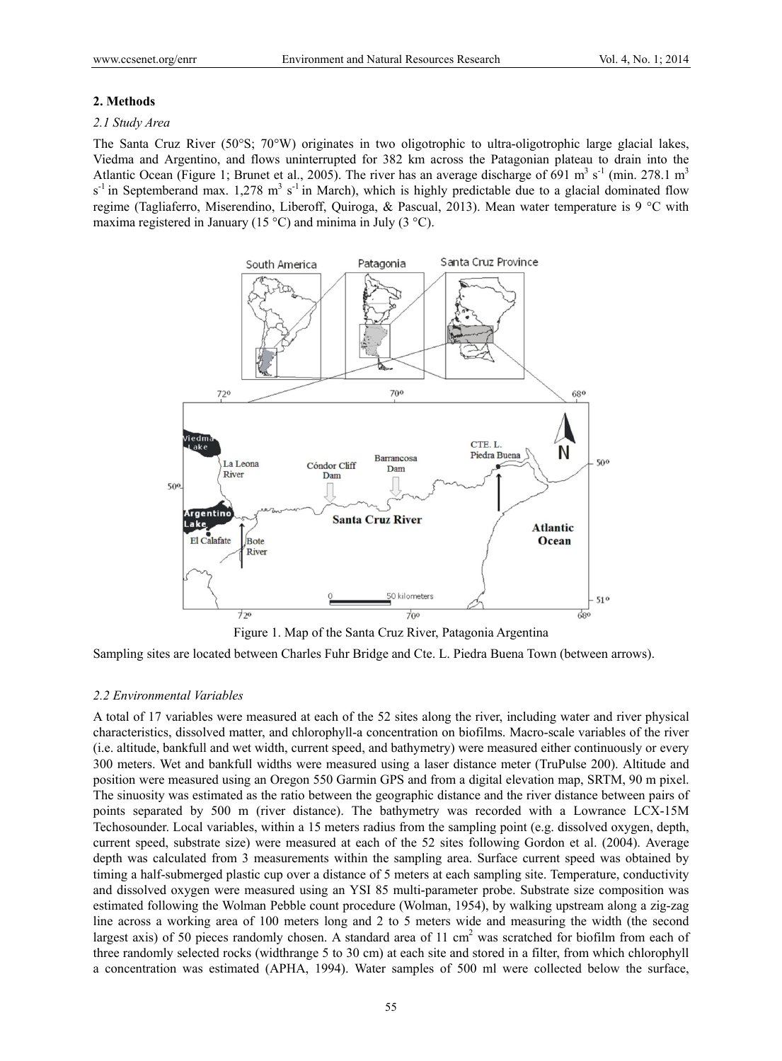## 2. Methods

### 2.1 Study Area

The Santa Cruz River (50°S; 70°W) originates in two oligotrophic to ultra-oligotrophic large glacial lakes, Viedma and Argentino, and flows uninterrupted for 382 km across the Patagonian plateau to drain into the Atlantic Ocean (Figure 1; Brunet et al., 2005). The river has an average discharge of 691 $m^3 s^{-1}$ (min. 278.1 $m^3 s^{-1}$ in Septemberand max. 1,278 $m^3 s^{-1}$ in March), which is highly predictable due to a glacial dominated flow regime (Tagliaferro, Miserendino, Liberoff, Quiroga, & Pascual, 2013). Mean water temperature is 9 °C with maxima registered in January (15 °C) and minima in July (3 °C).

Figure 1. Map of the Santa Cruz River, Patagonia Argentina

Sampling sites are located between Charles Fuhr Bridge and Cte. L. Piedra Buena Town (between arrows).

### 2.2 Environmental Variables

A total of 17 variables were measured at each of the 52 sites along the river, including water and river physical characteristics, dissolved matter, and chlorophyll-a concentration on biofilms. Macro-scale variables of the river (i.e. altitude, bankfull and wet width, current speed, and bathymetry) were measured either continuously or every 300 meters. Wet and bankfull widths were measured using a laser distance meter (TruPulse 200). Altitude and position were measured using an Oregon 550 Garmin GPS and from a digital elevation map, SRTM, 90 m pixel. The sinuosity was estimated as the ratio between the geographic distance and the river distance between pairs of points separated by 500 m (river distance). The bathymetry was recorded with a Lowrance LCX-15M Techosounder. Local variables, within a 15 meters radius from the sampling point (e.g. dissolved oxygen, depth, current speed, substrate size) were measured at each of the 52 sites following Gordon et al. (2004). Average depth was calculated from 3 measurements within the sampling area. Surface current speed was obtained by timing a half-submerged plastic cup over a distance of 5 meters at each sampling site. Temperature, conductivity and dissolved oxygen were measured using an YSI 85 multi-parameter probe. Substrate size composition was estimated following the Wolman Pebble count procedure (Wolman, 1954), by walking upstream along a zig-zag line across a working area of 100 meters long and 2 to 5 meters wide and measuring the width (the second largest axis) of 50 pieces randomly chosen. A standard area of 11 $cm^2$ was scratched for biofilm from each of three randomly selected rocks (widthrange 5 to 30 cm) at each site and stored in a filter, from which chlorophyll a concentration was estimated (APHA, 1994). Water samples of 500 ml were collected below the surface,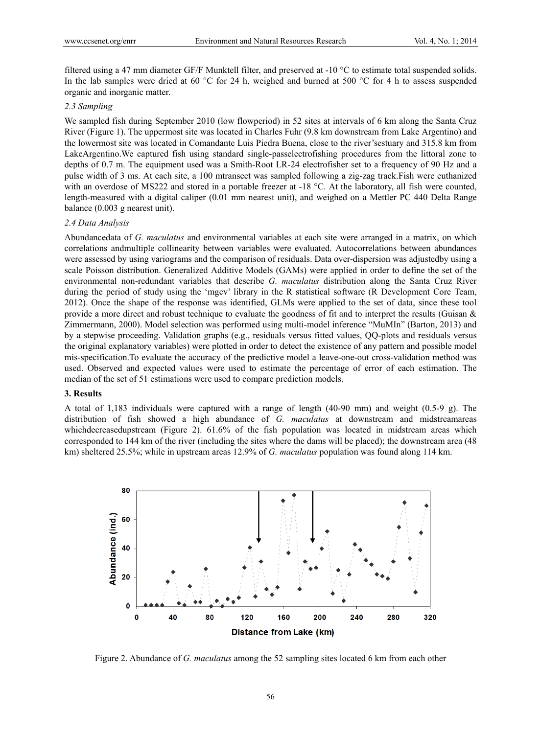filtered using a 47 mm diameter GF/F Munktell filter, and preserved at -10 °C to estimate total suspended solids. In the lab samples were dried at 60 °C for 24 h, weighed and burned at 500 °C for 4 h to assess suspended organic and inorganic matter.

### 2.3 Sampling

We sampled fish during September 2010 (low flowperiod) in 52 sites at intervals of 6 km along the Santa Cruz River (Figure 1). The uppermost site was located in Charles Fuhr (9.8 km downstream from Lake Argentino) and the lowermost site was located in Comandante Luis Piedra Buena, close to the river'sestuary and 315.8 km from LakeArgentino.We captured fish using standard single-passelectrofishing procedures from the littoral zone to depths of 0.7 m. The equipment used was a Smith-Root LR-24 electrofisher set to a frequency of 90 Hz and a pulse width of 3 ms. At each site, a 100 mtransect was sampled following a zig-zag track.Fish were euthanized with an overdose of MS222 and stored in a portable freezer at -18 °C. At the laboratory, all fish were counted, length-measured with a digital caliper (0.01 mm nearest unit), and weighed on a Mettler PC 440 Delta Range balance (0.003 g nearest unit).

### 2.4 Data Analysis

Abundancedata of *G. maculatus* and environmental variables at each site were arranged in a matrix, on which correlations andmultiple collinearity between variables were evaluated. Autocorrelations between abundances were assessed by using variograms and the comparison of residuals. Data over-dispersion was adjustedby using a scale Poisson distribution. Generalized Additive Models (GAMs) were applied in order to define the set of the environmental non-redundant variables that describe *G. maculatus* distribution along the Santa Cruz River during the period of study using the 'mgcv' library in the R statistical software (R Development Core Team, 2012). Once the shape of the response was identified, GLMs were applied to the set of data, since these tool provide a more direct and robust technique to evaluate the goodness of fit and to interpret the results (Guisan & Zimmermann, 2000). Model selection was performed using multi-model inference "MuMIn" (Barton, 2013) and by a stepwise proceeding. Validation graphs (e.g., residuals versus fitted values, QQ-plots and residuals versus the original explanatory variables) were plotted in order to detect the existence of any pattern and possible model mis-specification.To evaluate the accuracy of the predictive model a leave-one-out cross-validation method was used. Observed and expected values were used to estimate the percentage of error of each estimation. The median of the set of 51 estimations were used to compare prediction models.

## 3. Results

A total of 1,183 individuals were captured with a range of length (40-90 mm) and weight (0.5-9 g). The distribution of fish showed a high abundance of *G. maculatus* at downstream and midstreamareas whichdecreasedupstream (Figure 2). 61.6% of the fish population was located in midstream areas which corresponded to 144 km of the river (including the sites where the dams will be placed); the downstream area (48 km) sheltered 25.5%; while in upstream areas 12.9% of *G. maculatus* population was found along 114 km.

Figure 2. Abundance of *G. maculatus* among the 52 sampling sites located 6 km from each other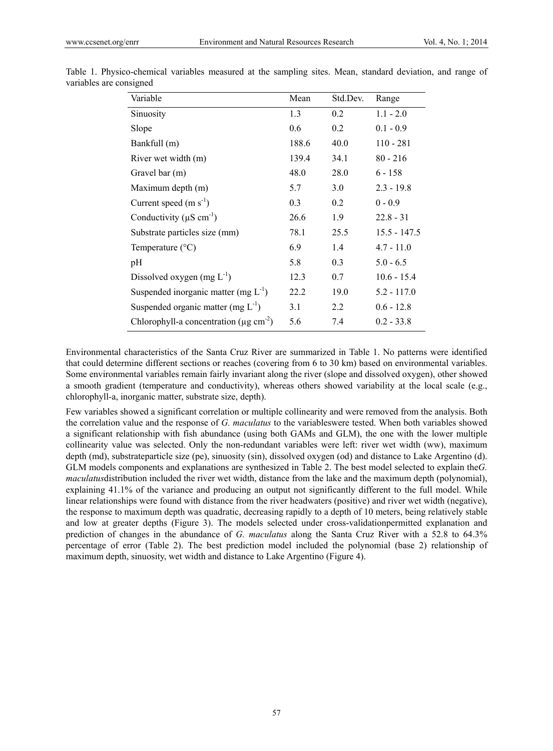Table 1. Physico-chemical variables measured at the sampling sites. Mean, standard deviation, and range of variables are consigned

| Variable | Mean | Std.Dev. | Range |
|---|---|---|---|
| Sinuosity | 1.3 | 0.2 | 1.1 - 2.0 |
| Slope | 0.6 | 0.2 | 0.1 - 0.9 |
| Bankfull (m) | 188.6 | 40.0 | 110 - 281 |
| River wet width (m) | 139.4 | 34.1 | 80 - 216 |
| Gravel bar (m) | 48.0 | 28.0 | 6 - 158 |
| Maximum depth (m) | 5.7 | 3.0 | 2.3 - 19.8 |
| Current speed ($m\ s^{-1}$) | 0.3 | 0.2 | 0 - 0.9 |
| Conductivity ($\mu S\ cm^{-1}$) | 26.6 | 1.9 | 22.8 - 31 |
| Substrate particles size (mm) | 78.1 | 25.5 | 15.5 - 147.5 |
| Temperature (°C) | 6.9 | 1.4 | 4.7 - 11.0 |
| pH | 5.8 | 0.3 | 5.0 - 6.5 |
| Dissolved oxygen ($mg\ L^{-1}$) | 12.3 | 0.7 | 10.6 - 15.4 |
| Suspended inorganic matter ($mg\ L^{-1}$) | 22.2 | 19.0 | 5.2 - 117.0 |
| Suspended organic matter ($mg\ L^{-1}$) | 3.1 | 2.2 | 0.6 - 12.8 |
| Chlorophyll-a concentration ($\mu g\ cm^{-2}$) | 5.6 | 7.4 | 0.2 - 33.8 |

Environmental characteristics of the Santa Cruz River are summarized in Table 1. No patterns were identified that could determine different sections or reaches (covering from 6 to 30 km) based on environmental variables. Some environmental variables remain fairly invariant along the river (slope and dissolved oxygen), other showed a smooth gradient (temperature and conductivity), whereas others showed variability at the local scale (e.g., chlorophyll-a, inorganic matter, substrate size, depth).

Few variables showed a significant correlation or multiple collinearity and were removed from the analysis. Both the correlation value and the response of *G. maculatus* to the variableswere tested. When both variables showed a significant relationship with fish abundance (using both GAMs and GLM), the one with the lower multiple collinearity value was selected. Only the non-redundant variables were left: river wet width (ww), maximum depth (md), substrateparticle size (pe), sinuosity (sin), dissolved oxygen (od) and distance to Lake Argentino (d). GLM models components and explanations are synthesized in Table 2. The best model selected to explain the*G. maculatus*distribution included the river wet width, distance from the lake and the maximum depth (polynomial), explaining 41.1% of the variance and producing an output not significantly different to the full model. While linear relationships were found with distance from the river headwaters (positive) and river wet width (negative), the response to maximum depth was quadratic, decreasing rapidly to a depth of 10 meters, being relatively stable and low at greater depths (Figure 3). The models selected under cross-validationpermitted explanation and prediction of changes in the abundance of *G. maculatus* along the Santa Cruz River with a 52.8 to 64.3% percentage of error (Table 2). The best prediction model included the polynomial (base 2) relationship of maximum depth, sinuosity, wet width and distance to Lake Argentino (Figure 4).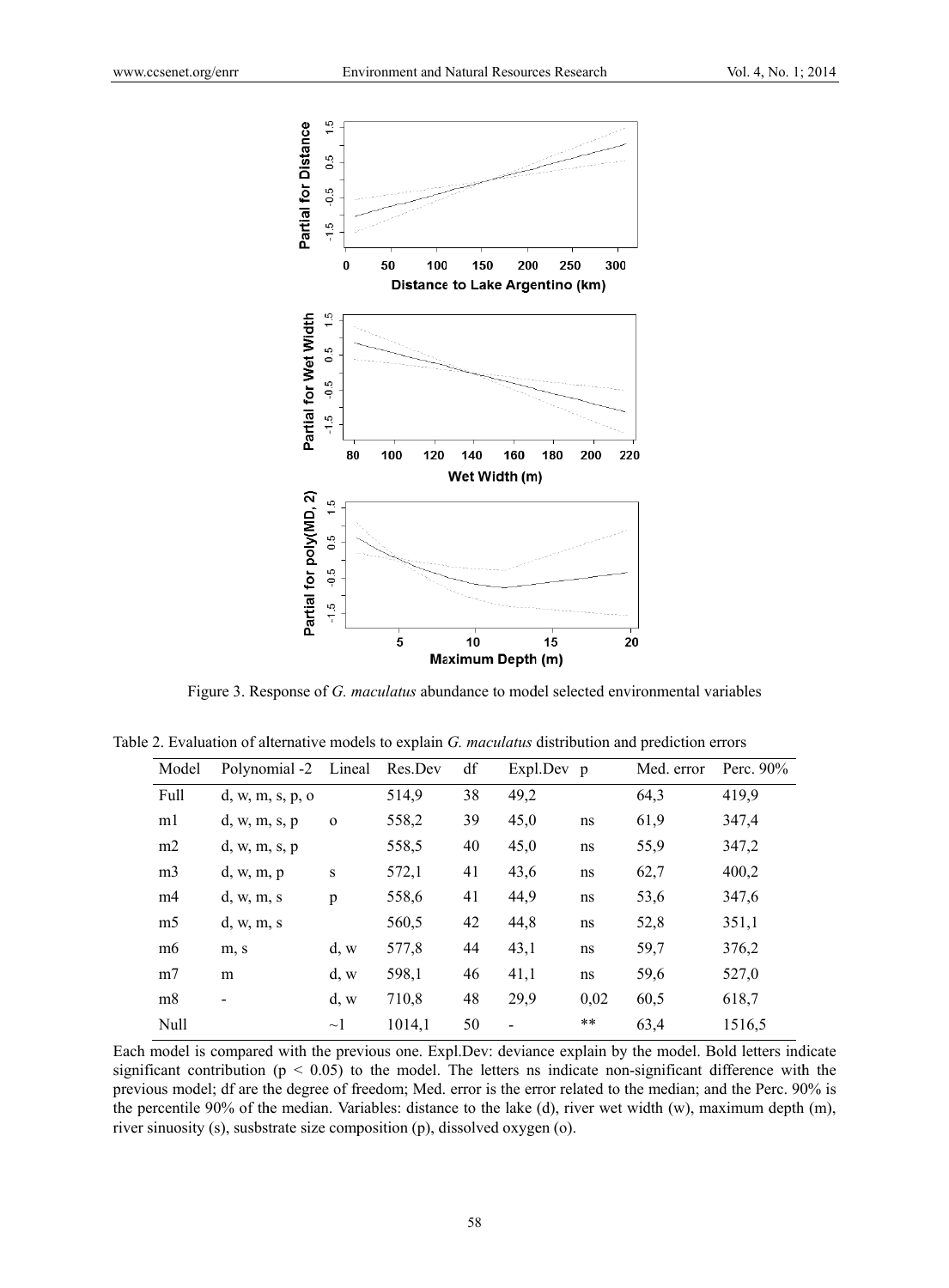Figure 3. Response of *G. maculatus* abundance to model selected environmental variables

Table 2. Evaluation of alternative models to explain *G. maculatus* distribution and prediction errors

| Model | Polynomial -2 | Lineal | Res.Dev | df | Expl.Dev | p | Med. error | Perc. 90% |
|---|---|---|---|---|---|---|---|---|
| Full | d, w, m, s, p, o | | 514,9 | 38 | 49,2 | | 64,3 | 419,9 |
| m1 | d, w, m, s, p | o | 558,2 | 39 | 45,0 | ns | 61,9 | 347,4 |
| m2 | d, w, m, s, p | | 558,5 | 40 | 45,0 | ns | 55,9 | 347,2 |
| m3 | d, w, m, p | s | 572,1 | 41 | 43,6 | ns | 62,7 | 400,2 |
| m4 | d, w, m, s | p | 558,6 | 41 | 44,9 | ns | 53,6 | 347,6 |
| m5 | d, w, m, s | | 560,5 | 42 | 44,8 | ns | 52,8 | 351,1 |
| m6 | m, s | d, w | 577,8 | 44 | 43,1 | ns | 59,7 | 376,2 |
| m7 | m | d, w | 598,1 | 46 | 41,1 | ns | 59,6 | 527,0 |
| m8 | - | d, w | 710,8 | 48 | 29,9 | 0,02 | 60,5 | 618,7 |
| Null | | ~1 | 1014,1 | 50 | - | ** | 63,4 | 1516,5 |

Each model is compared with the previous one. Expl.Dev: deviance explain by the model. Bold letters indicate significant contribution ($p < 0.05$) to the model. The letters ns indicate non-significant difference with the previous model; df are the degree of freedom; Med. error is the error related to the median; and the Perc. 90% is the percentile 90% of the median. Variables: distance to the lake (d), river wet width (w), maximum depth (m), river sinuosity (s), susbstrate size composition (p), dissolved oxygen (o).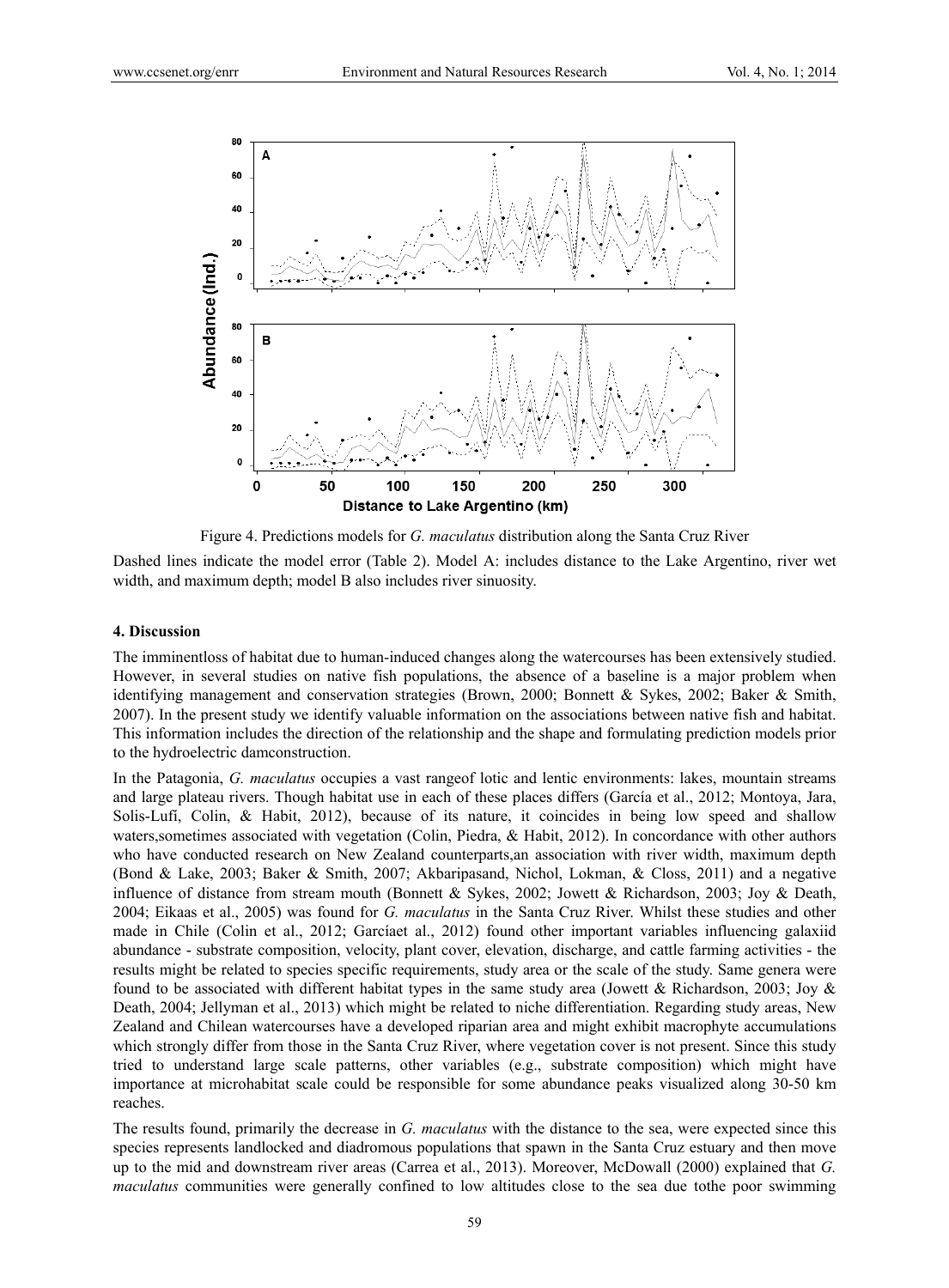Figure 4. Predictions models for *G. maculatus* distribution along the Santa Cruz River

Dashed lines indicate the model error (Table 2). Model A: includes distance to the Lake Argentino, river wet width, and maximum depth; model B also includes river sinuosity.

## 4. Discussion

The imminentloss of habitat due to human-induced changes along the watercourses has been extensively studied. However, in several studies on native fish populations, the absence of a baseline is a major problem when identifying management and conservation strategies (Brown, 2000; Bonnett & Sykes, 2002; Baker & Smith, 2007). In the present study we identify valuable information on the associations between native fish and habitat. This information includes the direction of the relationship and the shape and formulating prediction models prior to the hydroelectric damconstruction.

In the Patagonia, *G. maculatus* occupies a vast rangeof lotic and lentic environments: lakes, mountain streams and large plateau rivers. Though habitat use in each of these places differs (García et al., 2012; Montoya, Jara, Solis-Lufí, Colin, & Habit, 2012), because of its nature, it coincides in being low speed and shallow waters,sometimes associated with vegetation (Colin, Piedra, & Habit, 2012). In concordance with other authors who have conducted research on New Zealand counterparts,an association with river width, maximum depth (Bond & Lake, 2003; Baker & Smith, 2007; Akbaripasand, Nichol, Lokman, & Closs, 2011) and a negative influence of distance from stream mouth (Bonnett & Sykes, 2002; Jowett & Richardson, 2003; Joy & Death, 2004; Eikaas et al., 2005) was found for *G. maculatus* in the Santa Cruz River. Whilst these studies and other made in Chile (Colin et al., 2012; Garcíaet al., 2012) found other important variables influencing galaxiid abundance - substrate composition, velocity, plant cover, elevation, discharge, and cattle farming activities - the results might be related to species specific requirements, study area or the scale of the study. Same genera were found to be associated with different habitat types in the same study area (Jowett & Richardson, 2003; Joy & Death, 2004; Jellyman et al., 2013) which might be related to niche differentiation. Regarding study areas, New Zealand and Chilean watercourses have a developed riparian area and might exhibit macrophyte accumulations which strongly differ from those in the Santa Cruz River, where vegetation cover is not present. Since this study tried to understand large scale patterns, other variables (e.g., substrate composition) which might have importance at microhabitat scale could be responsible for some abundance peaks visualized along 30-50 km reaches.

The results found, primarily the decrease in *G. maculatus* with the distance to the sea, were expected since this species represents landlocked and diadromous populations that spawn in the Santa Cruz estuary and then move up to the mid and downstream river areas (Carrea et al., 2013). Moreover, McDowall (2000) explained that *G. maculatus* communities were generally confined to low altitudes close to the sea due tothe poor swimming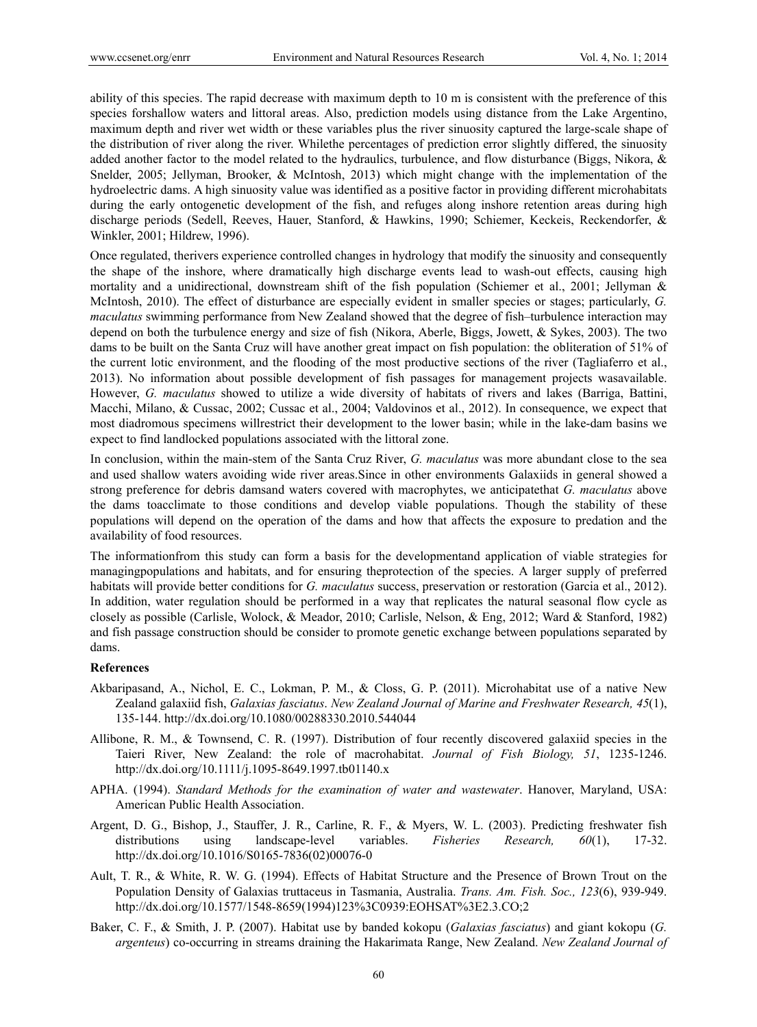ability of this species. The rapid decrease with maximum depth to 10 m is consistent with the preference of this species forshallow waters and littoral areas. Also, prediction models using distance from the Lake Argentino, maximum depth and river wet width or these variables plus the river sinuosity captured the large-scale shape of the distribution of river along the river. Whilethe percentages of prediction error slightly differed, the sinuosity added another factor to the model related to the hydraulics, turbulence, and flow disturbance (Biggs, Nikora, & Snelder, 2005; Jellyman, Brooker, & McIntosh, 2013) which might change with the implementation of the hydroelectric dams. A high sinuosity value was identified as a positive factor in providing different microhabitats during the early ontogenetic development of the fish, and refuges along inshore retention areas during high discharge periods (Sedell, Reeves, Hauer, Stanford, & Hawkins, 1990; Schiemer, Keckeis, Reckendorfer, & Winkler, 2001; Hildrew, 1996).

Once regulated, therivers experience controlled changes in hydrology that modify the sinuosity and consequently the shape of the inshore, where dramatically high discharge events lead to wash-out effects, causing high mortality and a unidirectional, downstream shift of the fish population (Schiemer et al., 2001; Jellyman & McIntosh, 2010). The effect of disturbance are especially evident in smaller species or stages; particularly, *G. maculatus* swimming performance from New Zealand showed that the degree of fish–turbulence interaction may depend on both the turbulence energy and size of fish (Nikora, Aberle, Biggs, Jowett, & Sykes, 2003). The two dams to be built on the Santa Cruz will have another great impact on fish population: the obliteration of 51% of the current lotic environment, and the flooding of the most productive sections of the river (Tagliaferro et al., 2013). No information about possible development of fish passages for management projects wasavailable. However, *G. maculatus* showed to utilize a wide diversity of habitats of rivers and lakes (Barriga, Battini, Macchi, Milano, & Cussac, 2002; Cussac et al., 2004; Valdovinos et al., 2012). In consequence, we expect that most diadromous specimens willrestrict their development to the lower basin; while in the lake-dam basins we expect to find landlocked populations associated with the littoral zone.

In conclusion, within the main-stem of the Santa Cruz River, *G. maculatus* was more abundant close to the sea and used shallow waters avoiding wide river areas.Since in other environments Galaxiids in general showed a strong preference for debris damsand waters covered with macrophytes, we anticipatethat *G. maculatus* above the dams toacclimate to those conditions and develop viable populations. Though the stability of these populations will depend on the operation of the dams and how that affects the exposure to predation and the availability of food resources.

The informationfrom this study can form a basis for the developmentand application of viable strategies for managingpopulations and habitats, and for ensuring theprotection of the species. A larger supply of preferred habitats will provide better conditions for *G. maculatus* success, preservation or restoration (Garcia et al., 2012). In addition, water regulation should be performed in a way that replicates the natural seasonal flow cycle as closely as possible (Carlisle, Wolock, & Meador, 2010; Carlisle, Nelson, & Eng, 2012; Ward & Stanford, 1982) and fish passage construction should be consider to promote genetic exchange between populations separated by dams.

## References

Akbaripasand, A., Nichol, E. C., Lokman, P. M., & Closs, G. P. (2011). Microhabitat use of a native New Zealand galaxiid fish, *Galaxias fasciatus*. *New Zealand Journal of Marine and Freshwater Research, 45*(1), 135-144. http://dx.doi.org/10.1080/00288330.2010.544044

Allibone, R. M., & Townsend, C. R. (1997). Distribution of four recently discovered galaxiid species in the Taieri River, New Zealand: the role of macrohabitat. *Journal of Fish Biology, 51*, 1235-1246. http://dx.doi.org/10.1111/j.1095-8649.1997.tb01140.x

APHA. (1994). *Standard Methods for the examination of water and wastewater*. Hanover, Maryland, USA: American Public Health Association.

Argent, D. G., Bishop, J., Stauffer, J. R., Carline, R. F., & Myers, W. L. (2003). Predicting freshwater fish distributions using landscape-level variables. *Fisheries Research, 60*(1), 17-32. http://dx.doi.org/10.1016/S0165-7836(02)00076-0

Ault, T. R., & White, R. W. G. (1994). Effects of Habitat Structure and the Presence of Brown Trout on the Population Density of Galaxias truttaceus in Tasmania, Australia. *Trans. Am. Fish. Soc., 123*(6), 939-949. http://dx.doi.org/10.1577/1548-8659(1994)123%3C0939:EOHSAT%3E2.3.CO;2

Baker, C. F., & Smith, J. P. (2007). Habitat use by banded kokopu (*Galaxias fasciatus*) and giant kokopu (*G. argenteus*) co-occurring in streams draining the Hakarimata Range, New Zealand. *New Zealand Journal of*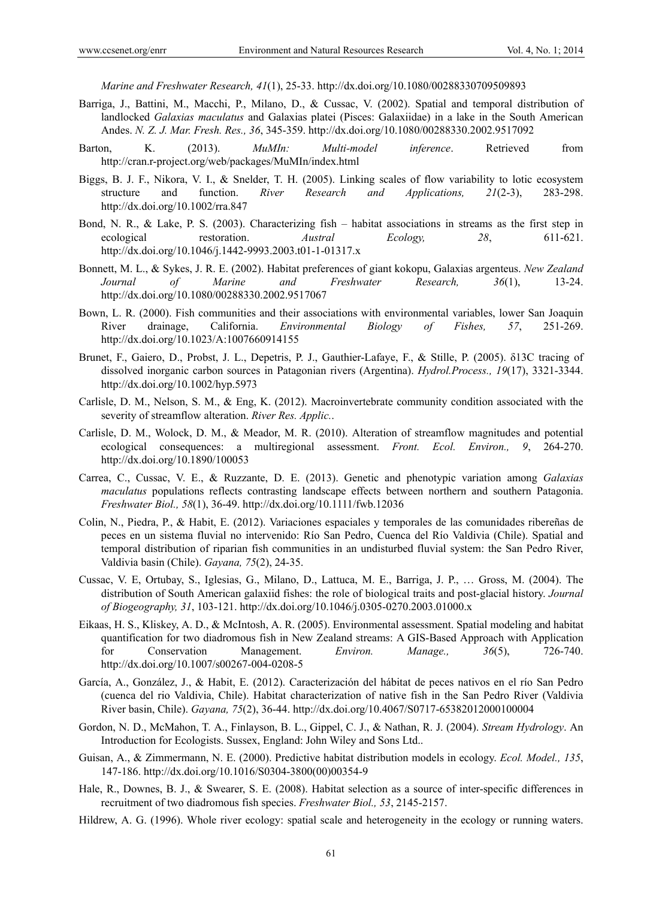*Marine and Freshwater Research, 41*(1), 25-33. http://dx.doi.org/10.1080/00288330709509893

Barriga, J., Battini, M., Macchi, P., Milano, D., & Cussac, V. (2002). Spatial and temporal distribution of landlocked *Galaxias maculatus* and Galaxias platei (Pisces: Galaxiidae) in a lake in the South American Andes. *N. Z. J. Mar. Fresh. Res., 36*, 345-359. http://dx.doi.org/10.1080/00288330.2002.9517092

Barton, K. (2013). *MuMIn: Multi-model inference*. Retrieved from http://cran.r-project.org/web/packages/MuMIn/index.html

Biggs, B. J. F., Nikora, V. I., & Snelder, T. H. (2005). Linking scales of flow variability to lotic ecosystem structure and function. *River Research and Applications, 21*(2-3), 283-298. http://dx.doi.org/10.1002/rra.847

Bond, N. R., & Lake, P. S. (2003). Characterizing fish – habitat associations in streams as the first step in ecological restoration. *Austral Ecology, 28*, 611-621. http://dx.doi.org/10.1046/j.1442-9993.2003.t01-1-01317.x

Bonnett, M. L., & Sykes, J. R. E. (2002). Habitat preferences of giant kokopu, Galaxias argenteus. *New Zealand Journal of Marine and Freshwater Research, 36*(1), 13-24. http://dx.doi.org/10.1080/00288330.2002.9517067

Bown, L. R. (2000). Fish communities and their associations with environmental variables, lower San Joaquin River drainage, California. *Environmental Biology of Fishes, 57*, 251-269. http://dx.doi.org/10.1023/A:1007660914155

Brunet, F., Gaiero, D., Probst, J. L., Depetris, P. J., Gauthier-Lafaye, F., & Stille, P. (2005). δ13C tracing of dissolved inorganic carbon sources in Patagonian rivers (Argentina). *Hydrol.Process., 19*(17), 3321-3344. http://dx.doi.org/10.1002/hyp.5973

Carlisle, D. M., Nelson, S. M., & Eng, K. (2012). Macroinvertebrate community condition associated with the severity of streamflow alteration. *River Res. Applic.*.

Carlisle, D. M., Wolock, D. M., & Meador, M. R. (2010). Alteration of streamflow magnitudes and potential ecological consequences: a multiregional assessment. *Front. Ecol. Environ., 9*, 264-270. http://dx.doi.org/10.1890/100053

Carrea, C., Cussac, V. E., & Ruzzante, D. E. (2013). Genetic and phenotypic variation among *Galaxias maculatus* populations reflects contrasting landscape effects between northern and southern Patagonia. *Freshwater Biol., 58*(1), 36-49. http://dx.doi.org/10.1111/fwb.12036

Colin, N., Piedra, P., & Habit, E. (2012). Variaciones espaciales y temporales de las comunidades ribereñas de peces en un sistema fluvial no intervenido: Río San Pedro, Cuenca del Río Valdivia (Chile). Spatial and temporal distribution of riparian fish communities in an undisturbed fluvial system: the San Pedro River, Valdivia basin (Chile). *Gayana, 75*(2), 24-35.

Cussac, V. E, Ortubay, S., Iglesias, G., Milano, D., Lattuca, M. E., Barriga, J. P., … Gross, M. (2004). The distribution of South American galaxiid fishes: the role of biological traits and post-glacial history. *Journal of Biogeography, 31*, 103-121. http://dx.doi.org/10.1046/j.0305-0270.2003.01000.x

Eikaas, H. S., Kliskey, A. D., & McIntosh, A. R. (2005). Environmental assessment. Spatial modeling and habitat quantification for two diadromous fish in New Zealand streams: A GIS-Based Approach with Application for Conservation Management. *Environ. Manage., 36*(5), 726-740. http://dx.doi.org/10.1007/s00267-004-0208-5

García, A., González, J., & Habit, E. (2012). Caracterización del hábitat de peces nativos en el río San Pedro (cuenca del rio Valdivia, Chile). Habitat characterization of native fish in the San Pedro River (Valdivia River basin, Chile). *Gayana, 75*(2), 36-44. http://dx.doi.org/10.4067/S0717-65382012000100004

Gordon, N. D., McMahon, T. A., Finlayson, B. L., Gippel, C. J., & Nathan, R. J. (2004). *Stream Hydrology*. An Introduction for Ecologists. Sussex, England: John Wiley and Sons Ltd..

Guisan, A., & Zimmermann, N. E. (2000). Predictive habitat distribution models in ecology. *Ecol. Model., 135*, 147-186. http://dx.doi.org/10.1016/S0304-3800(00)00354-9

Hale, R., Downes, B. J., & Swearer, S. E. (2008). Habitat selection as a source of inter-specific differences in recruitment of two diadromous fish species. *Freshwater Biol., 53*, 2145-2157.

Hildrew, A. G. (1996). Whole river ecology: spatial scale and heterogeneity in the ecology or running waters.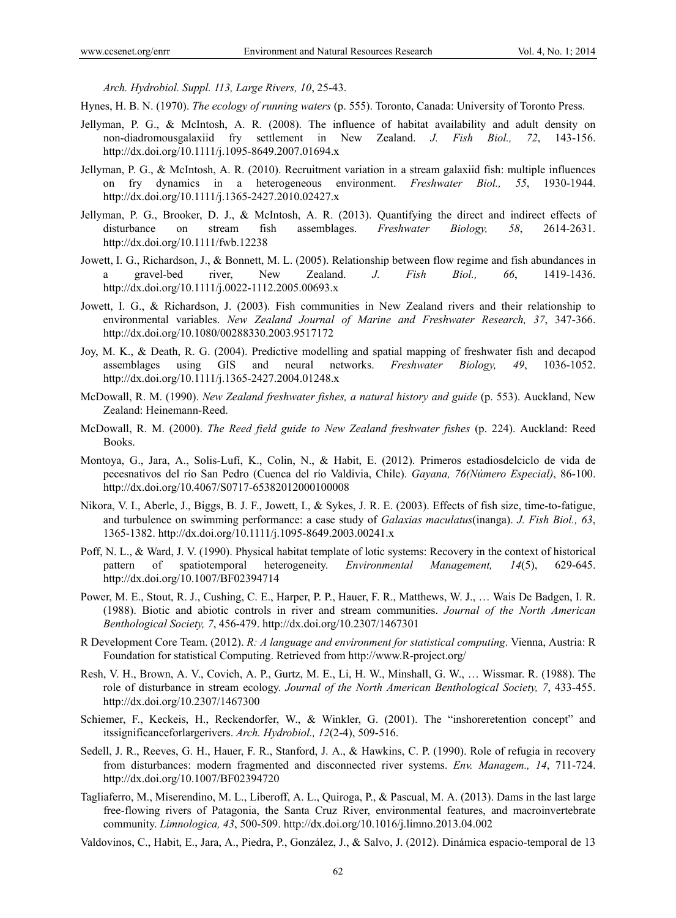*Arch. Hydrobiol. Suppl. 113, Large Rivers, 10*, 25-43.

Hynes, H. B. N. (1970). *The ecology of running waters* (p. 555). Toronto, Canada: University of Toronto Press.

Jellyman, P. G., & McIntosh, A. R. (2008). The influence of habitat availability and adult density on non-diadromousgalaxiid fry settlement in New Zealand. *J. Fish Biol., 72*, 143-156. http://dx.doi.org/10.1111/j.1095-8649.2007.01694.x

Jellyman, P. G., & McIntosh, A. R. (2010). Recruitment variation in a stream galaxiid fish: multiple influences on fry dynamics in a heterogeneous environment. *Freshwater Biol., 55*, 1930-1944. http://dx.doi.org/10.1111/j.1365-2427.2010.02427.x

Jellyman, P. G., Brooker, D. J., & McIntosh, A. R. (2013). Quantifying the direct and indirect effects of disturbance on stream fish assemblages. *Freshwater Biology, 58*, 2614-2631. http://dx.doi.org/10.1111/fwb.12238

Jowett, I. G., Richardson, J., & Bonnett, M. L. (2005). Relationship between flow regime and fish abundances in a gravel-bed river, New Zealand. *J. Fish Biol., 66*, 1419-1436. http://dx.doi.org/10.1111/j.0022-1112.2005.00693.x

Jowett, I. G., & Richardson, J. (2003). Fish communities in New Zealand rivers and their relationship to environmental variables. *New Zealand Journal of Marine and Freshwater Research, 37*, 347-366. http://dx.doi.org/10.1080/00288330.2003.9517172

Joy, M. K., & Death, R. G. (2004). Predictive modelling and spatial mapping of freshwater fish and decapod assemblages using GIS and neural networks. *Freshwater Biology, 49*, 1036-1052. http://dx.doi.org/10.1111/j.1365-2427.2004.01248.x

McDowall, R. M. (1990). *New Zealand freshwater fishes, a natural history and guide* (p. 553). Auckland, New Zealand: Heinemann-Reed.

McDowall, R. M. (2000). *The Reed field guide to New Zealand freshwater fishes* (p. 224). Auckland: Reed Books.

Montoya, G., Jara, A., Solis-Lufí, K., Colin, N., & Habit, E. (2012). Primeros estadiosdelciclo de vida de pecesnativos del río San Pedro (Cuenca del río Valdivia, Chile). *Gayana, 76(Número Especial)*, 86-100. http://dx.doi.org/10.4067/S0717-65382012000100008

Nikora, V. I., Aberle, J., Biggs, B. J. F., Jowett, I., & Sykes, J. R. E. (2003). Effects of fish size, time-to-fatigue, and turbulence on swimming performance: a case study of *Galaxias maculatus*(inanga). *J. Fish Biol., 63*, 1365-1382. http://dx.doi.org/10.1111/j.1095-8649.2003.00241.x

Poff, N. L., & Ward, J. V. (1990). Physical habitat template of lotic systems: Recovery in the context of historical pattern of spatiotemporal heterogeneity. *Environmental Management, 14*(5), 629-645. http://dx.doi.org/10.1007/BF02394714

Power, M. E., Stout, R. J., Cushing, C. E., Harper, P. P., Hauer, F. R., Matthews, W. J., … Wais De Badgen, I. R. (1988). Biotic and abiotic controls in river and stream communities. *Journal of the North American Benthological Society, 7*, 456-479. http://dx.doi.org/10.2307/1467301

R Development Core Team. (2012). *R: A language and environment for statistical computing*. Vienna, Austria: R Foundation for statistical Computing. Retrieved from http://www.R-project.org/

Resh, V. H., Brown, A. V., Covich, A. P., Gurtz, M. E., Li, H. W., Minshall, G. W., … Wissmar. R. (1988). The role of disturbance in stream ecology. *Journal of the North American Benthological Society, 7*, 433-455. http://dx.doi.org/10.2307/1467300

Schiemer, F., Keckeis, H., Reckendorfer, W., & Winkler, G. (2001). The "inshoreretention concept" and itssignificanceforlargerivers. *Arch. Hydrobiol., 12*(2-4), 509-516.

Sedell, J. R., Reeves, G. H., Hauer, F. R., Stanford, J. A., & Hawkins, C. P. (1990). Role of refugia in recovery from disturbances: modern fragmented and disconnected river systems. *Env. Managem., 14*, 711-724. http://dx.doi.org/10.1007/BF02394720

Tagliaferro, M., Miserendino, M. L., Liberoff, A. L., Quiroga, P., & Pascual, M. A. (2013). Dams in the last large free-flowing rivers of Patagonia, the Santa Cruz River, environmental features, and macroinvertebrate community. *Limnologica, 43*, 500-509. http://dx.doi.org/10.1016/j.limno.2013.04.002

Valdovinos, C., Habit, E., Jara, A., Piedra, P., González, J., & Salvo, J. (2012). Dinámica espacio-temporal de 13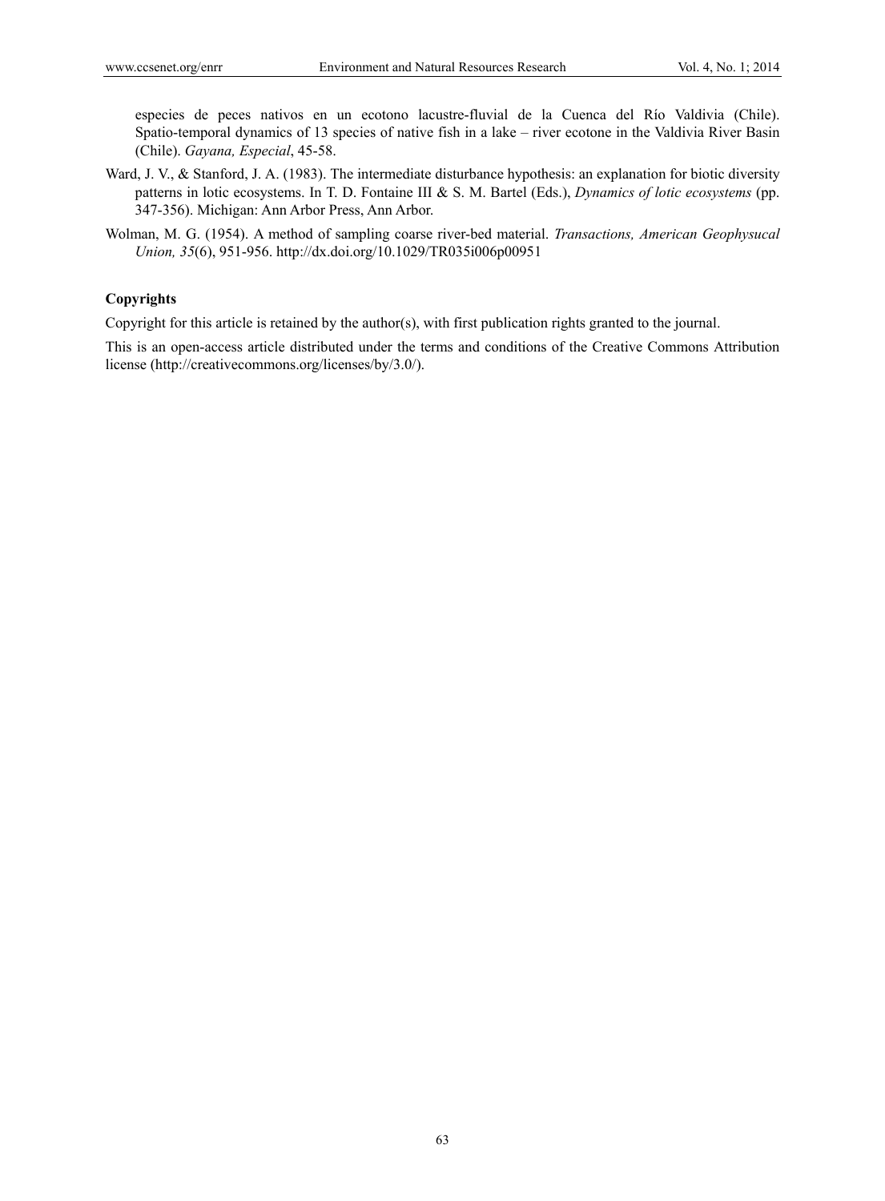especies de peces nativos en un ecotono lacustre-fluvial de la Cuenca del Río Valdivia (Chile). Spatio-temporal dynamics of 13 species of native fish in a lake – river ecotone in the Valdivia River Basin (Chile). *Gayana, Especial*, 45-58.

Ward, J. V., & Stanford, J. A. (1983). The intermediate disturbance hypothesis: an explanation for biotic diversity patterns in lotic ecosystems. In T. D. Fontaine III & S. M. Bartel (Eds.), *Dynamics of lotic ecosystems* (pp. 347-356). Michigan: Ann Arbor Press, Ann Arbor.

Wolman, M. G. (1954). A method of sampling coarse river-bed material. *Transactions, American Geophysucal Union, 35*(6), 951-956. http://dx.doi.org/10.1029/TR035i006p00951

**Copyrights**

Copyright for this article is retained by the author(s), with first publication rights granted to the journal.

This is an open-access article distributed under the terms and conditions of the Creative Commons Attribution license (http://creativecommons.org/licenses/by/3.0/).